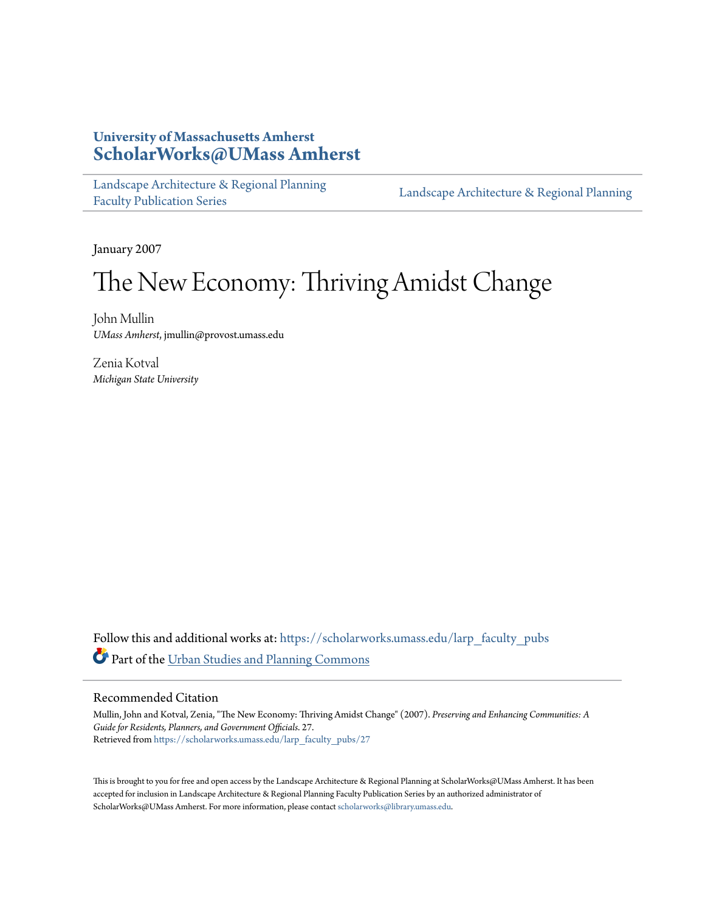University of Massachusetts Amherst
**ScholarWorks@UMass Amherst**

Landscape Architecture & Regional Planning Faculty Publication Series | Landscape Architecture & Regional Planning

January 2007

# The New Economy: Thriving Amidst Change

John Mullin
*UMass Amherst*, jmullin@provost.umass.edu

Zenia Kotval
*Michigan State University*

Follow this and additional works at: https://scholarworks.umass.edu/larp_faculty_pubs

Part of the Urban Studies and Planning Commons

## Recommended Citation

Mullin, John and Kotval, Zenia, "The New Economy: Thriving Amidst Change" (2007). *Preserving and Enhancing Communities: A Guide for Residents, Planners, and Government Officials*. 27.
Retrieved from https://scholarworks.umass.edu/larp_faculty_pubs/27

This is brought to you for free and open access by the Landscape Architecture & Regional Planning at ScholarWorks@UMass Amherst. It has been accepted for inclusion in Landscape Architecture & Regional Planning Faculty Publication Series by an authorized administrator of ScholarWorks@UMass Amherst. For more information, please contact scholarworks@library.umass.edu.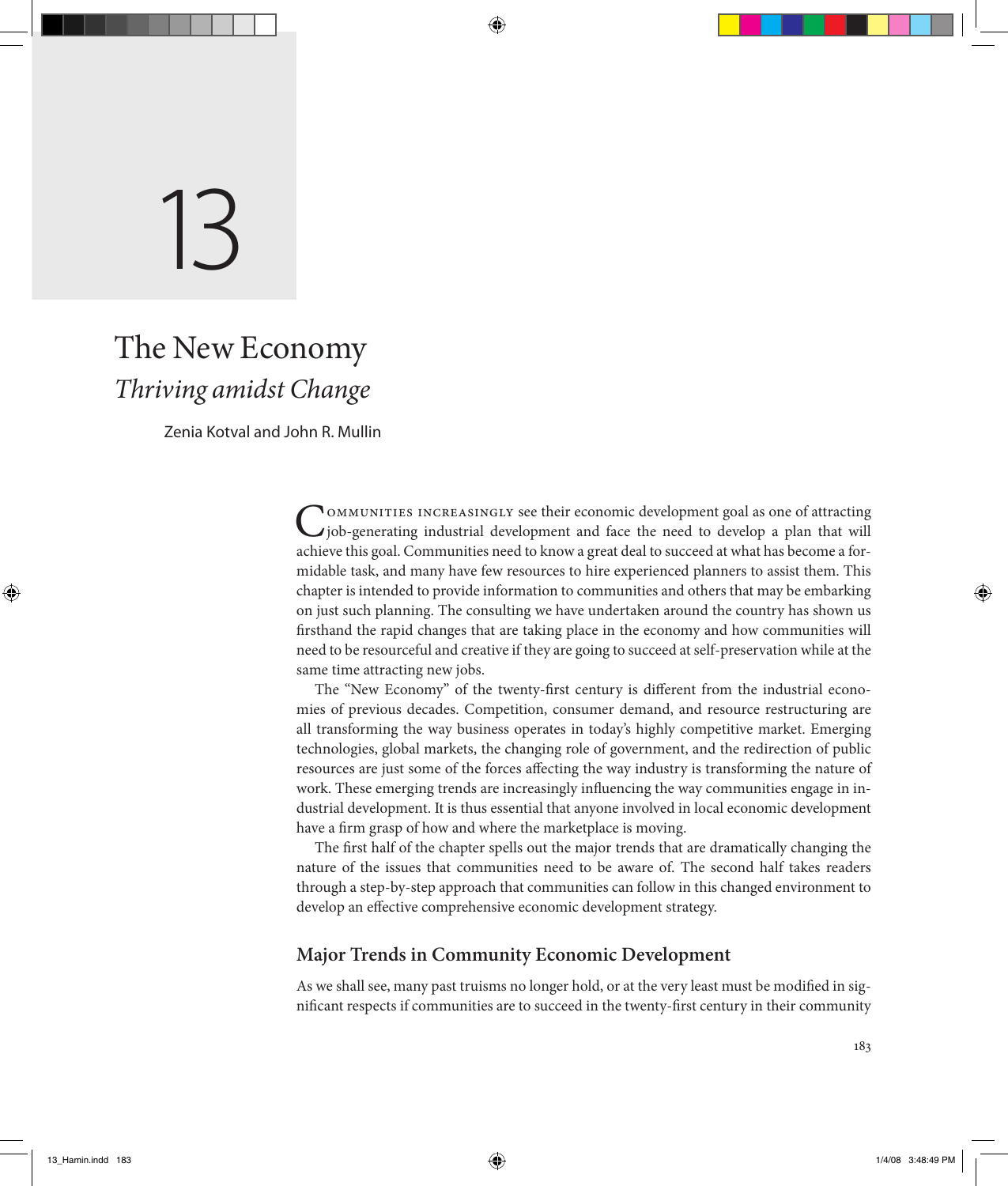# 13

# The New Economy

## *Thriving amidst Change*

Zenia Kotval and John R. Mullin

Communities increasingly see their economic development goal as one of attracting job-generating industrial development and face the need to develop a plan that will achieve this goal. Communities need to know a great deal to succeed at what has become a formidable task, and many have few resources to hire experienced planners to assist them. This chapter is intended to provide information to communities and others that may be embarking on just such planning. The consulting we have undertaken around the country has shown us firsthand the rapid changes that are taking place in the economy and how communities will need to be resourceful and creative if they are going to succeed at self-preservation while at the same time attracting new jobs.

The "New Economy" of the twenty-first century is different from the industrial economies of previous decades. Competition, consumer demand, and resource restructuring are all transforming the way business operates in today's highly competitive market. Emerging technologies, global markets, the changing role of government, and the redirection of public resources are just some of the forces affecting the way industry is transforming the nature of work. These emerging trends are increasingly influencing the way communities engage in industrial development. It is thus essential that anyone involved in local economic development have a firm grasp of how and where the marketplace is moving.

The first half of the chapter spells out the major trends that are dramatically changing the nature of the issues that communities need to be aware of. The second half takes readers through a step-by-step approach that communities can follow in this changed environment to develop an effective comprehensive economic development strategy.

### Major Trends in Community Economic Development

As we shall see, many past truisms no longer hold, or at the very least must be modified in significant respects if communities are to succeed in the twenty-first century in their community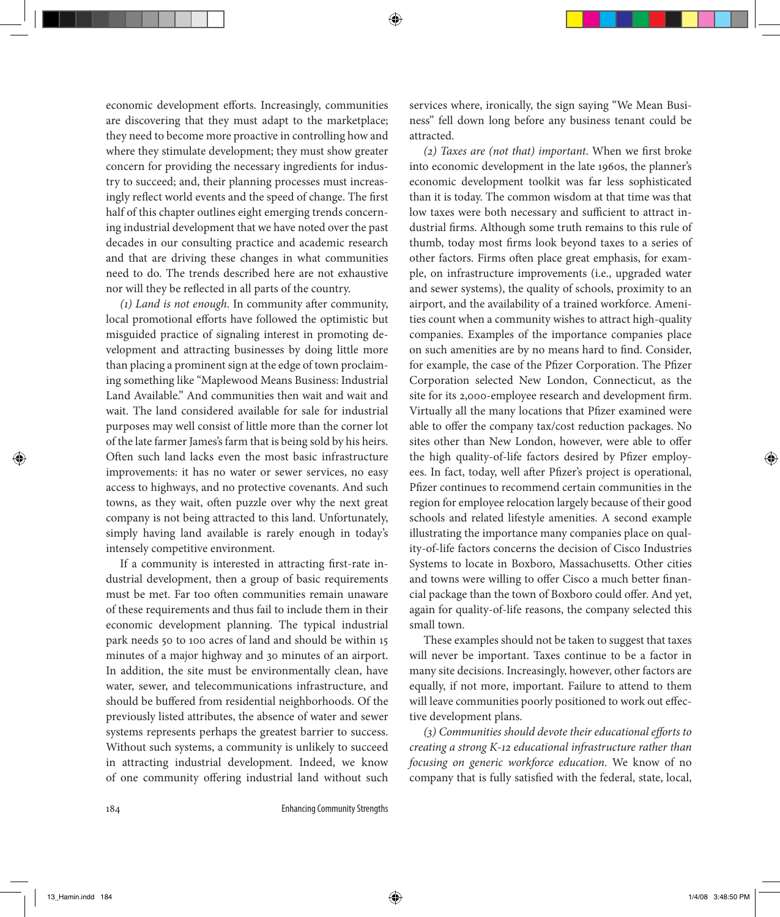economic development efforts. Increasingly, communities are discovering that they must adapt to the marketplace; they need to become more proactive in controlling how and where they stimulate development; they must show greater concern for providing the necessary ingredients for industry to succeed; and, their planning processes must increasingly reflect world events and the speed of change. The first half of this chapter outlines eight emerging trends concerning industrial development that we have noted over the past decades in our consulting practice and academic research and that are driving these changes in what communities need to do. The trends described here are not exhaustive nor will they be reflected in all parts of the country.

*(1) Land is not enough.* In community after community, local promotional efforts have followed the optimistic but misguided practice of signaling interest in promoting development and attracting businesses by doing little more than placing a prominent sign at the edge of town proclaiming something like "Maplewood Means Business: Industrial Land Available." And communities then wait and wait and wait. The land considered available for sale for industrial purposes may well consist of little more than the corner lot of the late farmer James's farm that is being sold by his heirs. Often such land lacks even the most basic infrastructure improvements: it has no water or sewer services, no easy access to highways, and no protective covenants. And such towns, as they wait, often puzzle over why the next great company is not being attracted to this land. Unfortunately, simply having land available is rarely enough in today's intensely competitive environment.

If a community is interested in attracting first-rate industrial development, then a group of basic requirements must be met. Far too often communities remain unaware of these requirements and thus fail to include them in their economic development planning. The typical industrial park needs 50 to 100 acres of land and should be within 15 minutes of a major highway and 30 minutes of an airport. In addition, the site must be environmentally clean, have water, sewer, and telecommunications infrastructure, and should be buffered from residential neighborhoods. Of the previously listed attributes, the absence of water and sewer systems represents perhaps the greatest barrier to success. Without such systems, a community is unlikely to succeed in attracting industrial development. Indeed, we know of one community offering industrial land without such services where, ironically, the sign saying "We Mean Business" fell down long before any business tenant could be attracted.

*(2) Taxes are (not that) important.* When we first broke into economic development in the late 1960s, the planner's economic development toolkit was far less sophisticated than it is today. The common wisdom at that time was that low taxes were both necessary and sufficient to attract industrial firms. Although some truth remains to this rule of thumb, today most firms look beyond taxes to a series of other factors. Firms often place great emphasis, for example, on infrastructure improvements (i.e., upgraded water and sewer systems), the quality of schools, proximity to an airport, and the availability of a trained workforce. Amenities count when a community wishes to attract high-quality companies. Examples of the importance companies place on such amenities are by no means hard to find. Consider, for example, the case of the Pfizer Corporation. The Pfizer Corporation selected New London, Connecticut, as the site for its 2,000-employee research and development firm. Virtually all the many locations that Pfizer examined were able to offer the company tax/cost reduction packages. No sites other than New London, however, were able to offer the high quality-of-life factors desired by Pfizer employees. In fact, today, well after Pfizer's project is operational, Pfizer continues to recommend certain communities in the region for employee relocation largely because of their good schools and related lifestyle amenities. A second example illustrating the importance many companies place on quality-of-life factors concerns the decision of Cisco Industries Systems to locate in Boxboro, Massachusetts. Other cities and towns were willing to offer Cisco a much better financial package than the town of Boxboro could offer. And yet, again for quality-of-life reasons, the company selected this small town.

These examples should not be taken to suggest that taxes will never be important. Taxes continue to be a factor in many site decisions. Increasingly, however, other factors are equally, if not more, important. Failure to attend to them will leave communities poorly positioned to work out effective development plans.

*(3) Communities should devote their educational efforts to creating a strong K-12 educational infrastructure rather than focusing on generic workforce education.* We know of no company that is fully satisfied with the federal, state, local,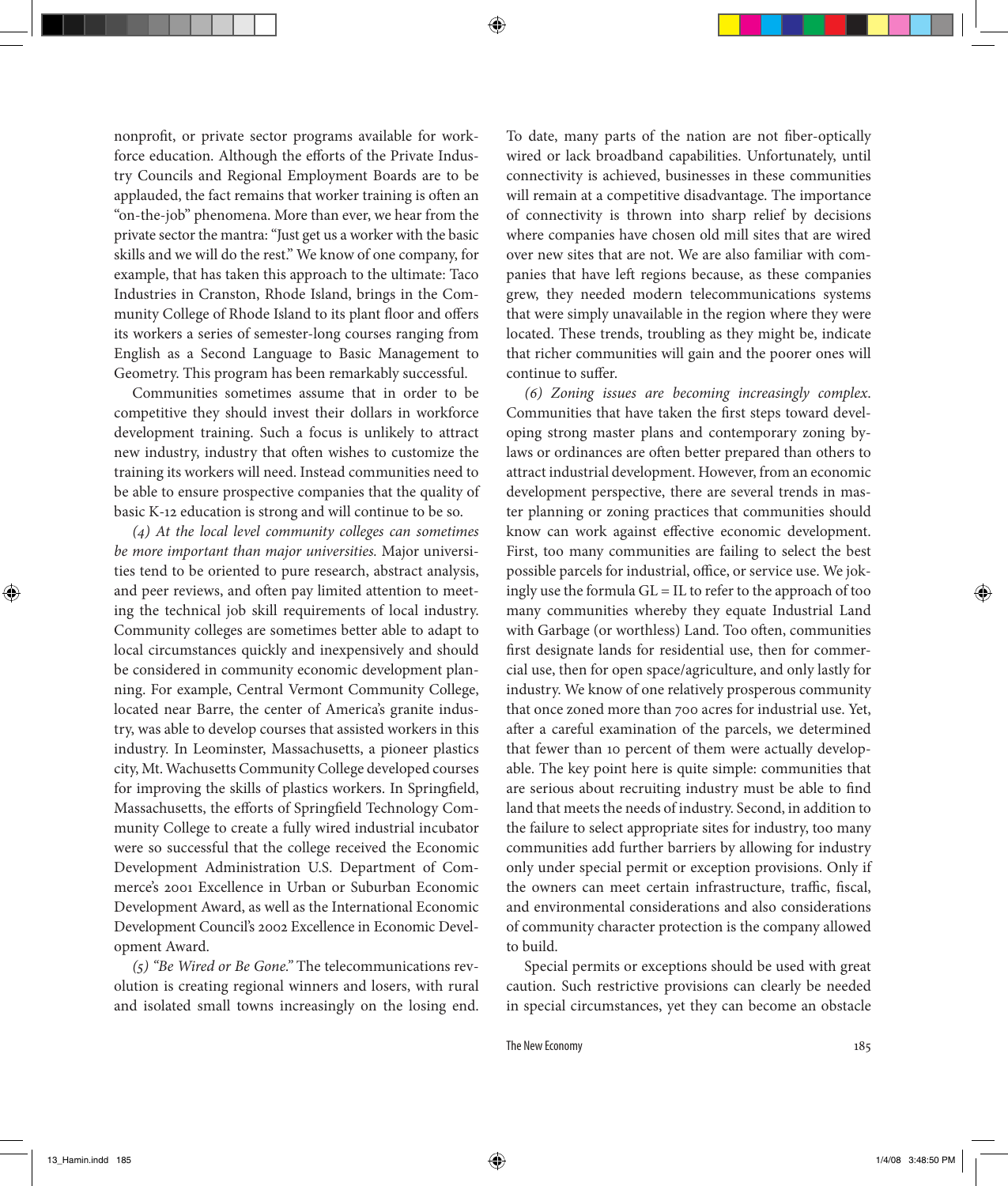nonprofit, or private sector programs available for workforce education. Although the efforts of the Private Industry Councils and Regional Employment Boards are to be applauded, the fact remains that worker training is often an "on-the-job" phenomena. More than ever, we hear from the private sector the mantra: "Just get us a worker with the basic skills and we will do the rest." We know of one company, for example, that has taken this approach to the ultimate: Taco Industries in Cranston, Rhode Island, brings in the Community College of Rhode Island to its plant floor and offers its workers a series of semester-long courses ranging from English as a Second Language to Basic Management to Geometry. This program has been remarkably successful.

Communities sometimes assume that in order to be competitive they should invest their dollars in workforce development training. Such a focus is unlikely to attract new industry, industry that often wishes to customize the training its workers will need. Instead communities need to be able to ensure prospective companies that the quality of basic K-12 education is strong and will continue to be so.

*(4) At the local level community colleges can sometimes be more important than major universities.* Major universities tend to be oriented to pure research, abstract analysis, and peer reviews, and often pay limited attention to meeting the technical job skill requirements of local industry. Community colleges are sometimes better able to adapt to local circumstances quickly and inexpensively and should be considered in community economic development planning. For example, Central Vermont Community College, located near Barre, the center of America's granite industry, was able to develop courses that assisted workers in this industry. In Leominster, Massachusetts, a pioneer plastics city, Mt. Wachusetts Community College developed courses for improving the skills of plastics workers. In Springfield, Massachusetts, the efforts of Springfield Technology Community College to create a fully wired industrial incubator were so successful that the college received the Economic Development Administration U.S. Department of Commerce's 2001 Excellence in Urban or Suburban Economic Development Award, as well as the International Economic Development Council's 2002 Excellence in Economic Development Award.

*(5) "Be Wired or Be Gone."* The telecommunications revolution is creating regional winners and losers, with rural and isolated small towns increasingly on the losing end. To date, many parts of the nation are not fiber-optically wired or lack broadband capabilities. Unfortunately, until connectivity is achieved, businesses in these communities will remain at a competitive disadvantage. The importance of connectivity is thrown into sharp relief by decisions where companies have chosen old mill sites that are wired over new sites that are not. We are also familiar with companies that have left regions because, as these companies grew, they needed modern telecommunications systems that were simply unavailable in the region where they were located. These trends, troubling as they might be, indicate that richer communities will gain and the poorer ones will continue to suffer.

*(6) Zoning issues are becoming increasingly complex.* Communities that have taken the first steps toward developing strong master plans and contemporary zoning bylaws or ordinances are often better prepared than others to attract industrial development. However, from an economic development perspective, there are several trends in master planning or zoning practices that communities should know can work against effective economic development. First, too many communities are failing to select the best possible parcels for industrial, office, or service use. We jokingly use the formula GL = IL to refer to the approach of too many communities whereby they equate Industrial Land with Garbage (or worthless) Land. Too often, communities first designate lands for residential use, then for commercial use, then for open space/agriculture, and only lastly for industry. We know of one relatively prosperous community that once zoned more than 700 acres for industrial use. Yet, after a careful examination of the parcels, we determined that fewer than 10 percent of them were actually developable. The key point here is quite simple: communities that are serious about recruiting industry must be able to find land that meets the needs of industry. Second, in addition to the failure to select appropriate sites for industry, too many communities add further barriers by allowing for industry only under special permit or exception provisions. Only if the owners can meet certain infrastructure, traffic, fiscal, and environmental considerations and also considerations of community character protection is the company allowed to build.

Special permits or exceptions should be used with great caution. Such restrictive provisions can clearly be needed in special circumstances, yet they can become an obstacle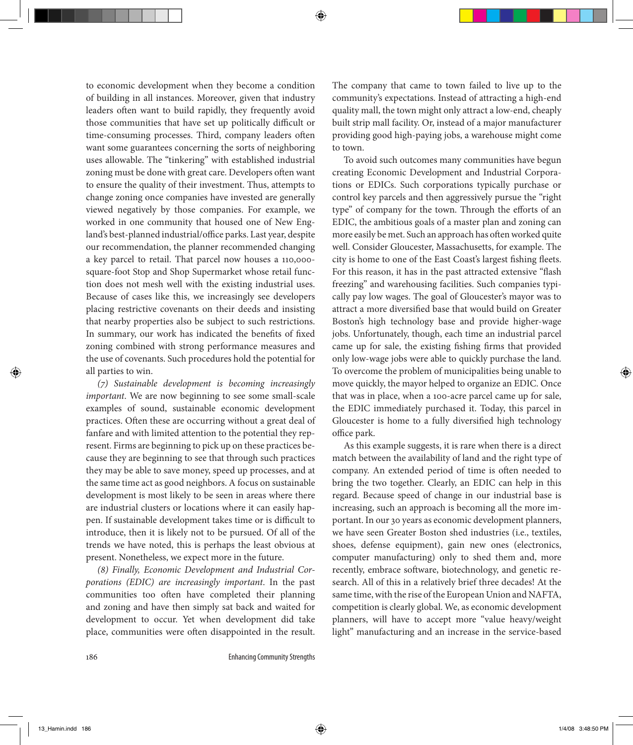to economic development when they become a condition of building in all instances. Moreover, given that industry leaders often want to build rapidly, they frequently avoid those communities that have set up politically difficult or time-consuming processes. Third, company leaders often want some guarantees concerning the sorts of neighboring uses allowable. The "tinkering" with established industrial zoning must be done with great care. Developers often want to ensure the quality of their investment. Thus, attempts to change zoning once companies have invested are generally viewed negatively by those companies. For example, we worked in one community that housed one of New England's best-planned industrial/office parks. Last year, despite our recommendation, the planner recommended changing a key parcel to retail. That parcel now houses a 110,000-square-foot Stop and Shop Supermarket whose retail function does not mesh well with the existing industrial uses. Because of cases like this, we increasingly see developers placing restrictive covenants on their deeds and insisting that nearby properties also be subject to such restrictions. In summary, our work has indicated the benefits of fixed zoning combined with strong performance measures and the use of covenants. Such procedures hold the potential for all parties to win.

*(7) Sustainable development is becoming increasingly important*. We are now beginning to see some small-scale examples of sound, sustainable economic development practices. Often these are occurring without a great deal of fanfare and with limited attention to the potential they represent. Firms are beginning to pick up on these practices because they are beginning to see that through such practices they may be able to save money, speed up processes, and at the same time act as good neighbors. A focus on sustainable development is most likely to be seen in areas where there are industrial clusters or locations where it can easily happen. If sustainable development takes time or is difficult to introduce, then it is likely not to be pursued. Of all of the trends we have noted, this is perhaps the least obvious at present. Nonetheless, we expect more in the future.

*(8) Finally, Economic Development and Industrial Corporations (EDIC) are increasingly important*. In the past communities too often have completed their planning and zoning and have then simply sat back and waited for development to occur. Yet when development did take place, communities were often disappointed in the result. The company that came to town failed to live up to the community's expectations. Instead of attracting a high-end quality mall, the town might only attract a low-end, cheaply built strip mall facility. Or, instead of a major manufacturer providing good high-paying jobs, a warehouse might come to town.

To avoid such outcomes many communities have begun creating Economic Development and Industrial Corporations or EDICs. Such corporations typically purchase or control key parcels and then aggressively pursue the "right type" of company for the town. Through the efforts of an EDIC, the ambitious goals of a master plan and zoning can more easily be met. Such an approach has often worked quite well. Consider Gloucester, Massachusetts, for example. The city is home to one of the East Coast's largest fishing fleets. For this reason, it has in the past attracted extensive "flash freezing" and warehousing facilities. Such companies typically pay low wages. The goal of Gloucester's mayor was to attract a more diversified base that would build on Greater Boston's high technology base and provide higher-wage jobs. Unfortunately, though, each time an industrial parcel came up for sale, the existing fishing firms that provided only low-wage jobs were able to quickly purchase the land. To overcome the problem of municipalities being unable to move quickly, the mayor helped to organize an EDIC. Once that was in place, when a 100-acre parcel came up for sale, the EDIC immediately purchased it. Today, this parcel in Gloucester is home to a fully diversified high technology office park.

As this example suggests, it is rare when there is a direct match between the availability of land and the right type of company. An extended period of time is often needed to bring the two together. Clearly, an EDIC can help in this regard. Because speed of change in our industrial base is increasing, such an approach is becoming all the more important. In our 30 years as economic development planners, we have seen Greater Boston shed industries (i.e., textiles, shoes, defense equipment), gain new ones (electronics, computer manufacturing) only to shed them and, more recently, embrace software, biotechnology, and genetic research. All of this in a relatively brief three decades! At the same time, with the rise of the European Union and NAFTA, competition is clearly global. We, as economic development planners, will have to accept more "value heavy/weight light" manufacturing and an increase in the service-based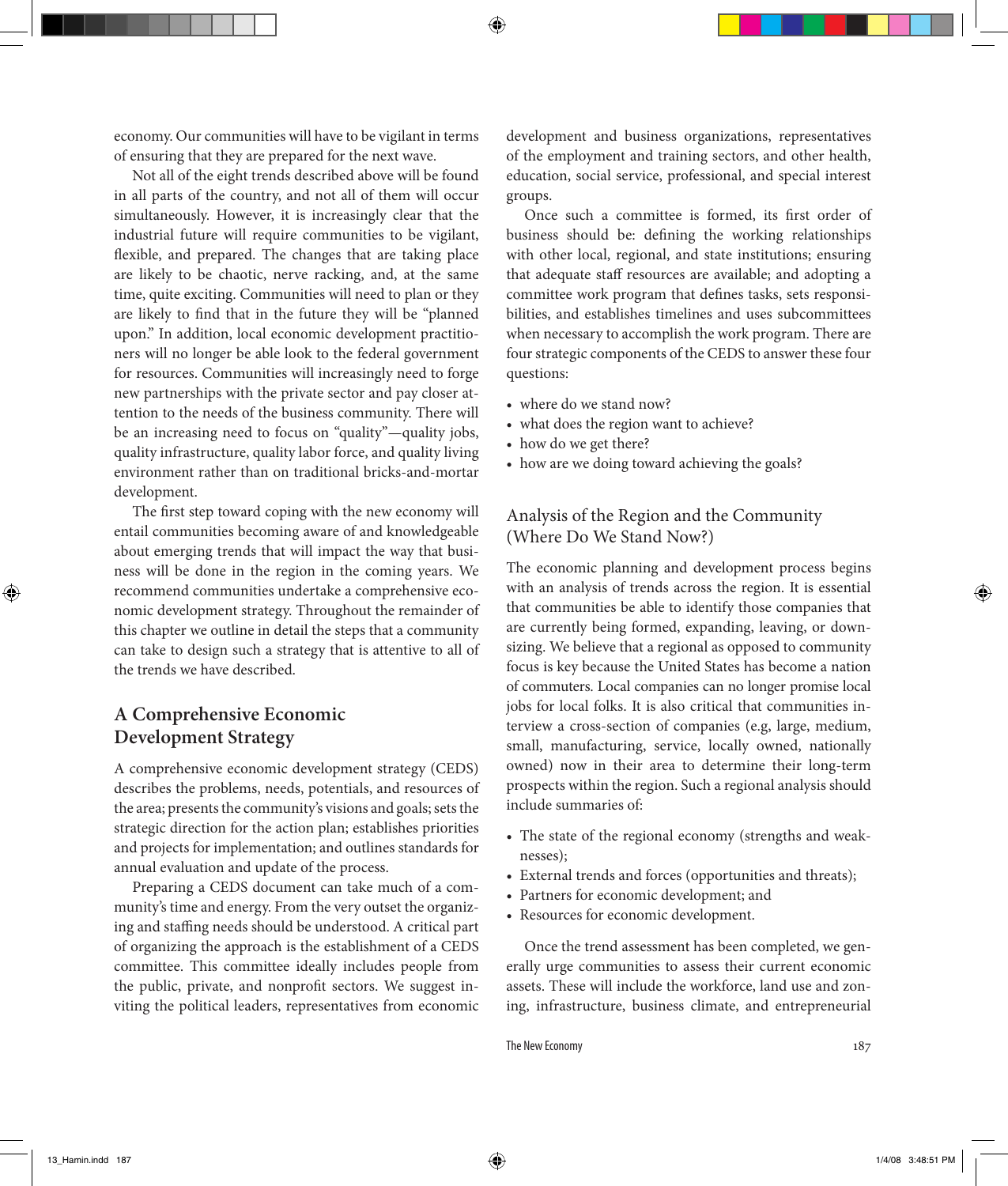economy. Our communities will have to be vigilant in terms of ensuring that they are prepared for the next wave.

Not all of the eight trends described above will be found in all parts of the country, and not all of them will occur simultaneously. However, it is increasingly clear that the industrial future will require communities to be vigilant, flexible, and prepared. The changes that are taking place are likely to be chaotic, nerve racking, and, at the same time, quite exciting. Communities will need to plan or they are likely to find that in the future they will be "planned upon." In addition, local economic development practitioners will no longer be able look to the federal government for resources. Communities will increasingly need to forge new partnerships with the private sector and pay closer attention to the needs of the business community. There will be an increasing need to focus on "quality"—quality jobs, quality infrastructure, quality labor force, and quality living environment rather than on traditional bricks-and-mortar development.

The first step toward coping with the new economy will entail communities becoming aware of and knowledgeable about emerging trends that will impact the way that business will be done in the region in the coming years. We recommend communities undertake a comprehensive economic development strategy. Throughout the remainder of this chapter we outline in detail the steps that a community can take to design such a strategy that is attentive to all of the trends we have described.

## A Comprehensive Economic Development Strategy

A comprehensive economic development strategy (CEDS) describes the problems, needs, potentials, and resources of the area; presents the community's visions and goals; sets the strategic direction for the action plan; establishes priorities and projects for implementation; and outlines standards for annual evaluation and update of the process.

Preparing a CEDS document can take much of a community's time and energy. From the very outset the organizing and staffing needs should be understood. A critical part of organizing the approach is the establishment of a CEDS committee. This committee ideally includes people from the public, private, and nonprofit sectors. We suggest inviting the political leaders, representatives from economic development and business organizations, representatives of the employment and training sectors, and other health, education, social service, professional, and special interest groups.

Once such a committee is formed, its first order of business should be: defining the working relationships with other local, regional, and state institutions; ensuring that adequate staff resources are available; and adopting a committee work program that defines tasks, sets responsibilities, and establishes timelines and uses subcommittees when necessary to accomplish the work program. There are four strategic components of the CEDS to answer these four questions:

- where do we stand now?
- what does the region want to achieve?
- how do we get there?
- how are we doing toward achieving the goals?

### Analysis of the Region and the Community (Where Do We Stand Now?)

The economic planning and development process begins with an analysis of trends across the region. It is essential that communities be able to identify those companies that are currently being formed, expanding, leaving, or downsizing. We believe that a regional as opposed to community focus is key because the United States has become a nation of commuters. Local companies can no longer promise local jobs for local folks. It is also critical that communities interview a cross-section of companies (e.g, large, medium, small, manufacturing, service, locally owned, nationally owned) now in their area to determine their long-term prospects within the region. Such a regional analysis should include summaries of:

- The state of the regional economy (strengths and weaknesses);
- External trends and forces (opportunities and threats);
- Partners for economic development; and
- Resources for economic development.

Once the trend assessment has been completed, we generally urge communities to assess their current economic assets. These will include the workforce, land use and zoning, infrastructure, business climate, and entrepreneurial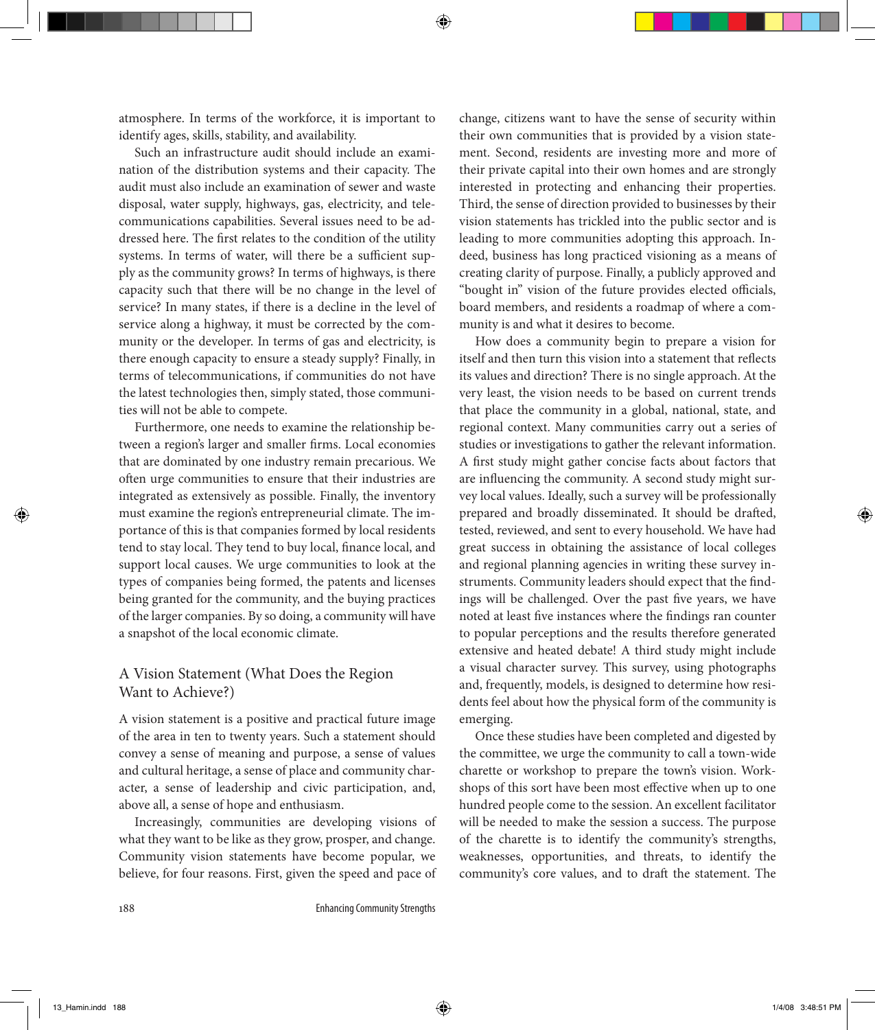atmosphere. In terms of the workforce, it is important to identify ages, skills, stability, and availability.

Such an infrastructure audit should include an examination of the distribution systems and their capacity. The audit must also include an examination of sewer and waste disposal, water supply, highways, gas, electricity, and telecommunications capabilities. Several issues need to be addressed here. The first relates to the condition of the utility systems. In terms of water, will there be a sufficient supply as the community grows? In terms of highways, is there capacity such that there will be no change in the level of service? In many states, if there is a decline in the level of service along a highway, it must be corrected by the community or the developer. In terms of gas and electricity, is there enough capacity to ensure a steady supply? Finally, in terms of telecommunications, if communities do not have the latest technologies then, simply stated, those communities will not be able to compete.

Furthermore, one needs to examine the relationship between a region's larger and smaller firms. Local economies that are dominated by one industry remain precarious. We often urge communities to ensure that their industries are integrated as extensively as possible. Finally, the inventory must examine the region's entrepreneurial climate. The importance of this is that companies formed by local residents tend to stay local. They tend to buy local, finance local, and support local causes. We urge communities to look at the types of companies being formed, the patents and licenses being granted for the community, and the buying practices of the larger companies. By so doing, a community will have a snapshot of the local economic climate.

## A Vision Statement (What Does the Region Want to Achieve?)

A vision statement is a positive and practical future image of the area in ten to twenty years. Such a statement should convey a sense of meaning and purpose, a sense of values and cultural heritage, a sense of place and community character, a sense of leadership and civic participation, and, above all, a sense of hope and enthusiasm.

Increasingly, communities are developing visions of what they want to be like as they grow, prosper, and change. Community vision statements have become popular, we believe, for four reasons. First, given the speed and pace of change, citizens want to have the sense of security within their own communities that is provided by a vision statement. Second, residents are investing more and more of their private capital into their own homes and are strongly interested in protecting and enhancing their properties. Third, the sense of direction provided to businesses by their vision statements has trickled into the public sector and is leading to more communities adopting this approach. Indeed, business has long practiced visioning as a means of creating clarity of purpose. Finally, a publicly approved and "bought in" vision of the future provides elected officials, board members, and residents a roadmap of where a community is and what it desires to become.

How does a community begin to prepare a vision for itself and then turn this vision into a statement that reflects its values and direction? There is no single approach. At the very least, the vision needs to be based on current trends that place the community in a global, national, state, and regional context. Many communities carry out a series of studies or investigations to gather the relevant information. A first study might gather concise facts about factors that are influencing the community. A second study might survey local values. Ideally, such a survey will be professionally prepared and broadly disseminated. It should be drafted, tested, reviewed, and sent to every household. We have had great success in obtaining the assistance of local colleges and regional planning agencies in writing these survey instruments. Community leaders should expect that the findings will be challenged. Over the past five years, we have noted at least five instances where the findings ran counter to popular perceptions and the results therefore generated extensive and heated debate! A third study might include a visual character survey. This survey, using photographs and, frequently, models, is designed to determine how residents feel about how the physical form of the community is emerging.

Once these studies have been completed and digested by the committee, we urge the community to call a town-wide charette or workshop to prepare the town's vision. Workshops of this sort have been most effective when up to one hundred people come to the session. An excellent facilitator will be needed to make the session a success. The purpose of the charette is to identify the community's strengths, weaknesses, opportunities, and threats, to identify the community's core values, and to draft the statement. The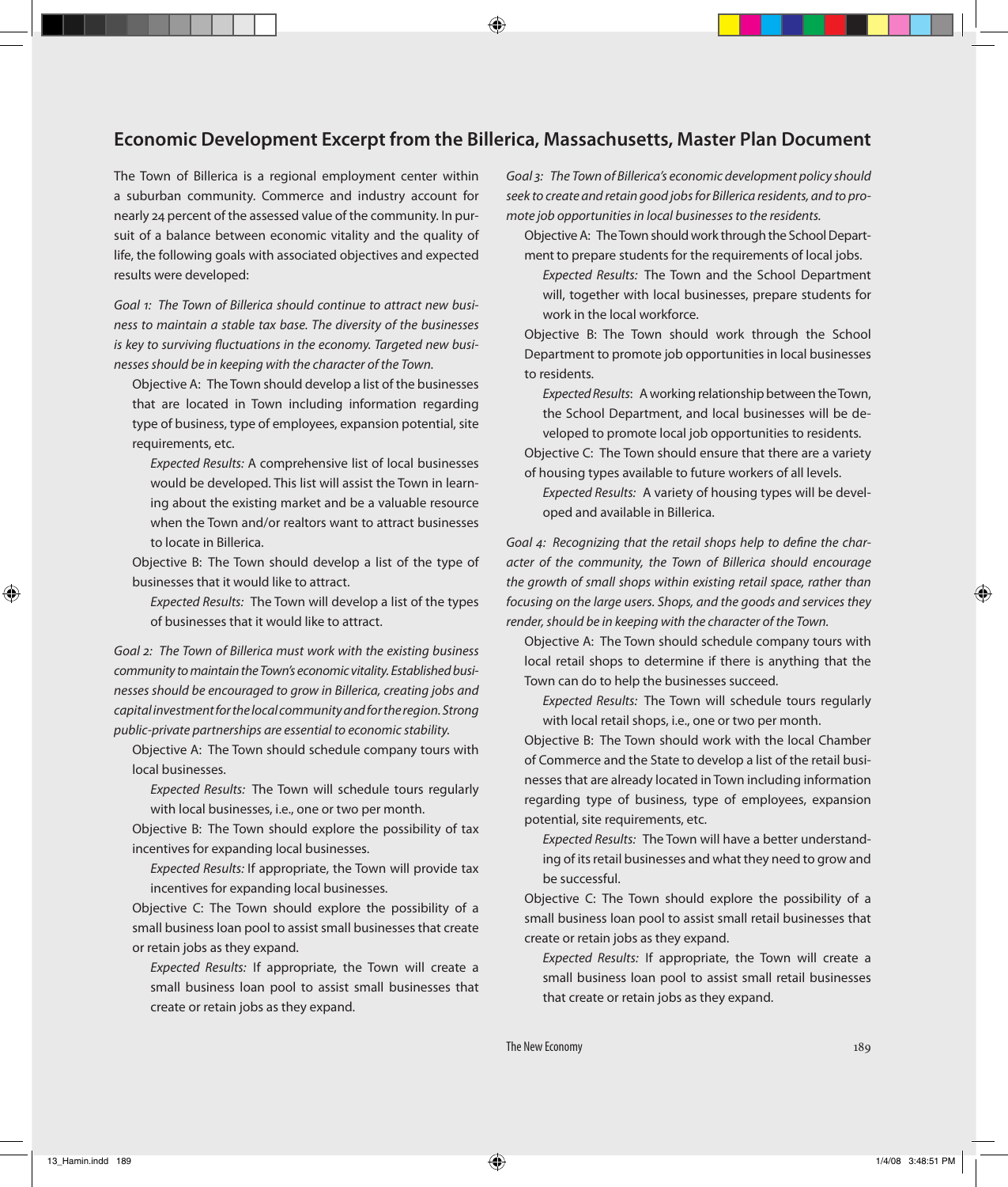## Economic Development Excerpt from the Billerica, Massachusetts, Master Plan Document

The Town of Billerica is a regional employment center within a suburban community. Commerce and industry account for nearly 24 percent of the assessed value of the community. In pursuit of a balance between economic vitality and the quality of life, the following goals with associated objectives and expected results were developed:

*Goal 1: The Town of Billerica should continue to attract new business to maintain a stable tax base. The diversity of the businesses is key to surviving fluctuations in the economy. Targeted new businesses should be in keeping with the character of the Town.*

Objective A: The Town should develop a list of the businesses that are located in Town including information regarding type of business, type of employees, expansion potential, site requirements, etc.

*Expected Results:* A comprehensive list of local businesses would be developed. This list will assist the Town in learning about the existing market and be a valuable resource when the Town and/or realtors want to attract businesses to locate in Billerica.

Objective B: The Town should develop a list of the type of businesses that it would like to attract.

*Expected Results:* The Town will develop a list of the types of businesses that it would like to attract.

*Goal 2: The Town of Billerica must work with the existing business community to maintain the Town's economic vitality. Established businesses should be encouraged to grow in Billerica, creating jobs and capital investment for the local community and for the region. Strong public-private partnerships are essential to economic stability.*

Objective A: The Town should schedule company tours with local businesses.

*Expected Results:* The Town will schedule tours regularly with local businesses, i.e., one or two per month.

Objective B: The Town should explore the possibility of tax incentives for expanding local businesses.

*Expected Results:* If appropriate, the Town will provide tax incentives for expanding local businesses.

Objective C: The Town should explore the possibility of a small business loan pool to assist small businesses that create or retain jobs as they expand.

*Expected Results:* If appropriate, the Town will create a small business loan pool to assist small businesses that create or retain jobs as they expand.

*Goal 3: The Town of Billerica's economic development policy should seek to create and retain good jobs for Billerica residents, and to promote job opportunities in local businesses to the residents.*

Objective A: The Town should work through the School Department to prepare students for the requirements of local jobs.

*Expected Results:* The Town and the School Department will, together with local businesses, prepare students for work in the local workforce.

Objective B: The Town should work through the School Department to promote job opportunities in local businesses to residents.

*Expected Results*: A working relationship between the Town, the School Department, and local businesses will be developed to promote local job opportunities to residents.

Objective C: The Town should ensure that there are a variety of housing types available to future workers of all levels.

*Expected Results:* A variety of housing types will be developed and available in Billerica.

*Goal 4: Recognizing that the retail shops help to define the character of the community, the Town of Billerica should encourage the growth of small shops within existing retail space, rather than focusing on the large users. Shops, and the goods and services they render, should be in keeping with the character of the Town.*

Objective A: The Town should schedule company tours with local retail shops to determine if there is anything that the Town can do to help the businesses succeed.

*Expected Results:* The Town will schedule tours regularly with local retail shops, i.e., one or two per month.

Objective B: The Town should work with the local Chamber of Commerce and the State to develop a list of the retail businesses that are already located in Town including information regarding type of business, type of employees, expansion potential, site requirements, etc.

*Expected Results:* The Town will have a better understanding of its retail businesses and what they need to grow and be successful.

Objective C: The Town should explore the possibility of a small business loan pool to assist small retail businesses that create or retain jobs as they expand.

*Expected Results:* If appropriate, the Town will create a small business loan pool to assist small retail businesses that create or retain jobs as they expand.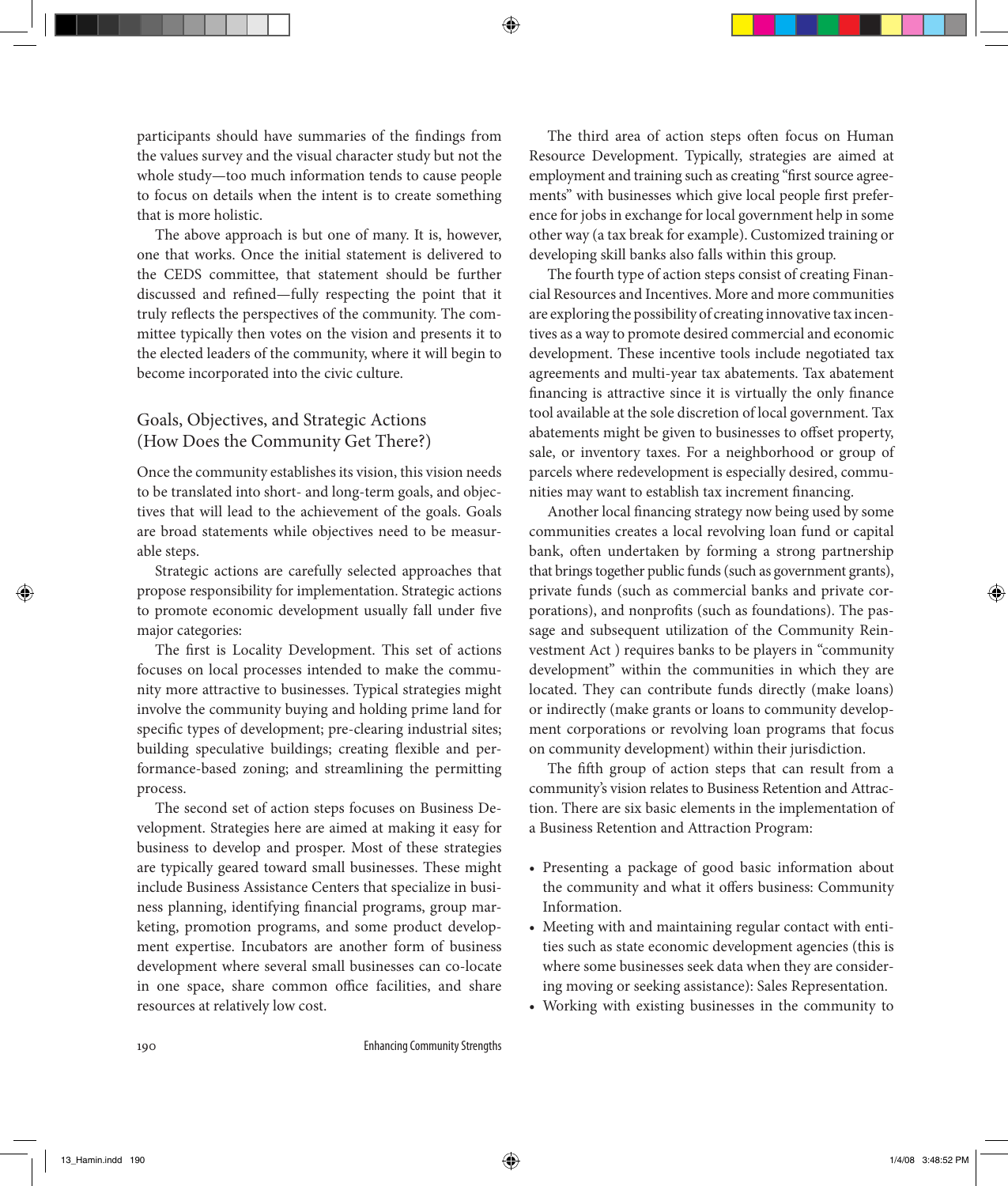participants should have summaries of the findings from the values survey and the visual character study but not the whole study—too much information tends to cause people to focus on details when the intent is to create something that is more holistic.

The above approach is but one of many. It is, however, one that works. Once the initial statement is delivered to the CEDS committee, that statement should be further discussed and refined—fully respecting the point that it truly reflects the perspectives of the community. The committee typically then votes on the vision and presents it to the elected leaders of the community, where it will begin to become incorporated into the civic culture.

## Goals, Objectives, and Strategic Actions (How Does the Community Get There?)

Once the community establishes its vision, this vision needs to be translated into short- and long-term goals, and objectives that will lead to the achievement of the goals. Goals are broad statements while objectives need to be measurable steps.

Strategic actions are carefully selected approaches that propose responsibility for implementation. Strategic actions to promote economic development usually fall under five major categories:

The first is Locality Development. This set of actions focuses on local processes intended to make the community more attractive to businesses. Typical strategies might involve the community buying and holding prime land for specific types of development; pre-clearing industrial sites; building speculative buildings; creating flexible and performance-based zoning; and streamlining the permitting process.

The second set of action steps focuses on Business Development. Strategies here are aimed at making it easy for business to develop and prosper. Most of these strategies are typically geared toward small businesses. These might include Business Assistance Centers that specialize in business planning, identifying financial programs, group marketing, promotion programs, and some product development expertise. Incubators are another form of business development where several small businesses can co-locate in one space, share common office facilities, and share resources at relatively low cost.

The third area of action steps often focus on Human Resource Development. Typically, strategies are aimed at employment and training such as creating "first source agreements" with businesses which give local people first preference for jobs in exchange for local government help in some other way (a tax break for example). Customized training or developing skill banks also falls within this group.

The fourth type of action steps consist of creating Financial Resources and Incentives. More and more communities are exploring the possibility of creating innovative tax incentives as a way to promote desired commercial and economic development. These incentive tools include negotiated tax agreements and multi-year tax abatements. Tax abatement financing is attractive since it is virtually the only finance tool available at the sole discretion of local government. Tax abatements might be given to businesses to offset property, sale, or inventory taxes. For a neighborhood or group of parcels where redevelopment is especially desired, communities may want to establish tax increment financing.

Another local financing strategy now being used by some communities creates a local revolving loan fund or capital bank, often undertaken by forming a strong partnership that brings together public funds (such as government grants), private funds (such as commercial banks and private corporations), and nonprofits (such as foundations). The passage and subsequent utilization of the Community Reinvestment Act ) requires banks to be players in "community development" within the communities in which they are located. They can contribute funds directly (make loans) or indirectly (make grants or loans to community development corporations or revolving loan programs that focus on community development) within their jurisdiction.

The fifth group of action steps that can result from a community's vision relates to Business Retention and Attraction. There are six basic elements in the implementation of a Business Retention and Attraction Program:

- Presenting a package of good basic information about the community and what it offers business: Community Information.
- Meeting with and maintaining regular contact with entities such as state economic development agencies (this is where some businesses seek data when they are considering moving or seeking assistance): Sales Representation.
- Working with existing businesses in the community to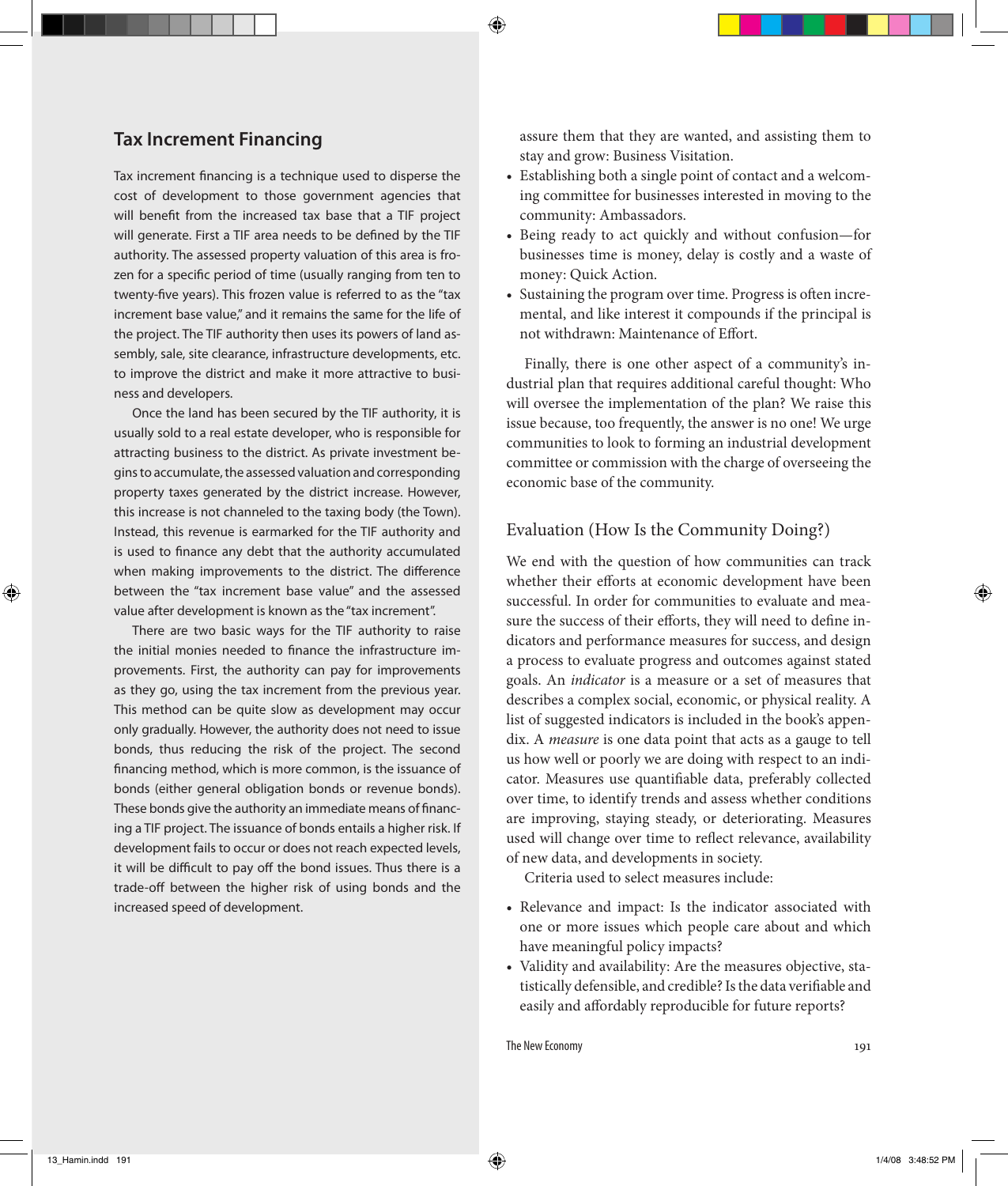## Tax Increment Financing

Tax increment financing is a technique used to disperse the cost of development to those government agencies that will benefit from the increased tax base that a TIF project will generate. First a TIF area needs to be defined by the TIF authority. The assessed property valuation of this area is frozen for a specific period of time (usually ranging from ten to twenty-five years). This frozen value is referred to as the "tax increment base value," and it remains the same for the life of the project. The TIF authority then uses its powers of land assembly, sale, site clearance, infrastructure developments, etc. to improve the district and make it more attractive to business and developers.

Once the land has been secured by the TIF authority, it is usually sold to a real estate developer, who is responsible for attracting business to the district. As private investment begins to accumulate, the assessed valuation and corresponding property taxes generated by the district increase. However, this increase is not channeled to the taxing body (the Town). Instead, this revenue is earmarked for the TIF authority and is used to finance any debt that the authority accumulated when making improvements to the district. The difference between the "tax increment base value" and the assessed value after development is known as the "tax increment".

There are two basic ways for the TIF authority to raise the initial monies needed to finance the infrastructure improvements. First, the authority can pay for improvements as they go, using the tax increment from the previous year. This method can be quite slow as development may occur only gradually. However, the authority does not need to issue bonds, thus reducing the risk of the project. The second financing method, which is more common, is the issuance of bonds (either general obligation bonds or revenue bonds). These bonds give the authority an immediate means of financing a TIF project. The issuance of bonds entails a higher risk. If development fails to occur or does not reach expected levels, it will be difficult to pay off the bond issues. Thus there is a trade-off between the higher risk of using bonds and the increased speed of development.

assure them that they are wanted, and assisting them to stay and grow: Business Visitation.

- Establishing both a single point of contact and a welcoming committee for businesses interested in moving to the community: Ambassadors.
- Being ready to act quickly and without confusion—for businesses time is money, delay is costly and a waste of money: Quick Action.
- Sustaining the program over time. Progress is often incremental, and like interest it compounds if the principal is not withdrawn: Maintenance of Effort.

Finally, there is one other aspect of a community's industrial plan that requires additional careful thought: Who will oversee the implementation of the plan? We raise this issue because, too frequently, the answer is no one! We urge communities to look to forming an industrial development committee or commission with the charge of overseeing the economic base of the community.

## Evaluation (How Is the Community Doing?)

We end with the question of how communities can track whether their efforts at economic development have been successful. In order for communities to evaluate and measure the success of their efforts, they will need to define indicators and performance measures for success, and design a process to evaluate progress and outcomes against stated goals. An *indicator* is a measure or a set of measures that describes a complex social, economic, or physical reality. A list of suggested indicators is included in the book's appendix. A *measure* is one data point that acts as a gauge to tell us how well or poorly we are doing with respect to an indicator. Measures use quantifiable data, preferably collected over time, to identify trends and assess whether conditions are improving, staying steady, or deteriorating. Measures used will change over time to reflect relevance, availability of new data, and developments in society.

Criteria used to select measures include:

- Relevance and impact: Is the indicator associated with one or more issues which people care about and which have meaningful policy impacts?
- Validity and availability: Are the measures objective, statistically defensible, and credible? Is the data verifiable and easily and affordably reproducible for future reports?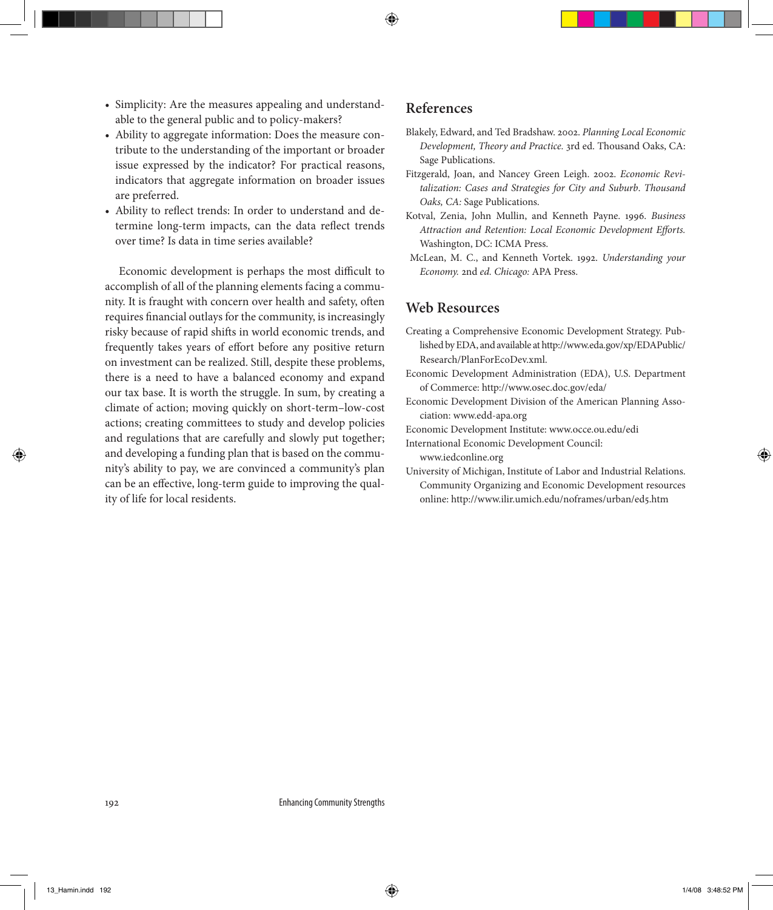- Simplicity: Are the measures appealing and understandable to the general public and to policy-makers?
- Ability to aggregate information: Does the measure contribute to the understanding of the important or broader issue expressed by the indicator? For practical reasons, indicators that aggregate information on broader issues are preferred.
- Ability to reflect trends: In order to understand and determine long-term impacts, can the data reflect trends over time? Is data in time series available?

Economic development is perhaps the most difficult to accomplish of all of the planning elements facing a community. It is fraught with concern over health and safety, often requires financial outlays for the community, is increasingly risky because of rapid shifts in world economic trends, and frequently takes years of effort before any positive return on investment can be realized. Still, despite these problems, there is a need to have a balanced economy and expand our tax base. It is worth the struggle. In sum, by creating a climate of action; moving quickly on short-term–low-cost actions; creating committees to study and develop policies and regulations that are carefully and slowly put together; and developing a funding plan that is based on the community's ability to pay, we are convinced a community's plan can be an effective, long-term guide to improving the quality of life for local residents.

## References

Blakely, Edward, and Ted Bradshaw. 2002. *Planning Local Economic Development, Theory and Practice.* 3rd ed. Thousand Oaks, CA: Sage Publications.

Fitzgerald, Joan, and Nancey Green Leigh. 2002. *Economic Revitalization: Cases and Strategies for City and Suburb. Thousand Oaks, CA:* Sage Publications.

Kotval, Zenia, John Mullin, and Kenneth Payne. 1996. *Business Attraction and Retention: Local Economic Development Efforts.* Washington, DC: ICMA Press.

McLean, M. C., and Kenneth Vortek. 1992. *Understanding your Economy.* 2nd *ed. Chicago:* APA Press.

## Web Resources

Creating a Comprehensive Economic Development Strategy. Published by EDA, and available at http://www.eda.gov/xp/EDAPublic/Research/PlanForEcoDev.xml.

Economic Development Administration (EDA), U.S. Department of Commerce: http://www.osec.doc.gov/eda/

Economic Development Division of the American Planning Association: www.edd-apa.org

Economic Development Institute: www.occe.ou.edu/edi

International Economic Development Council: www.iedconline.org

University of Michigan, Institute of Labor and Industrial Relations. Community Organizing and Economic Development resources online: http://www.ilir.umich.edu/noframes/urban/ed5.htm